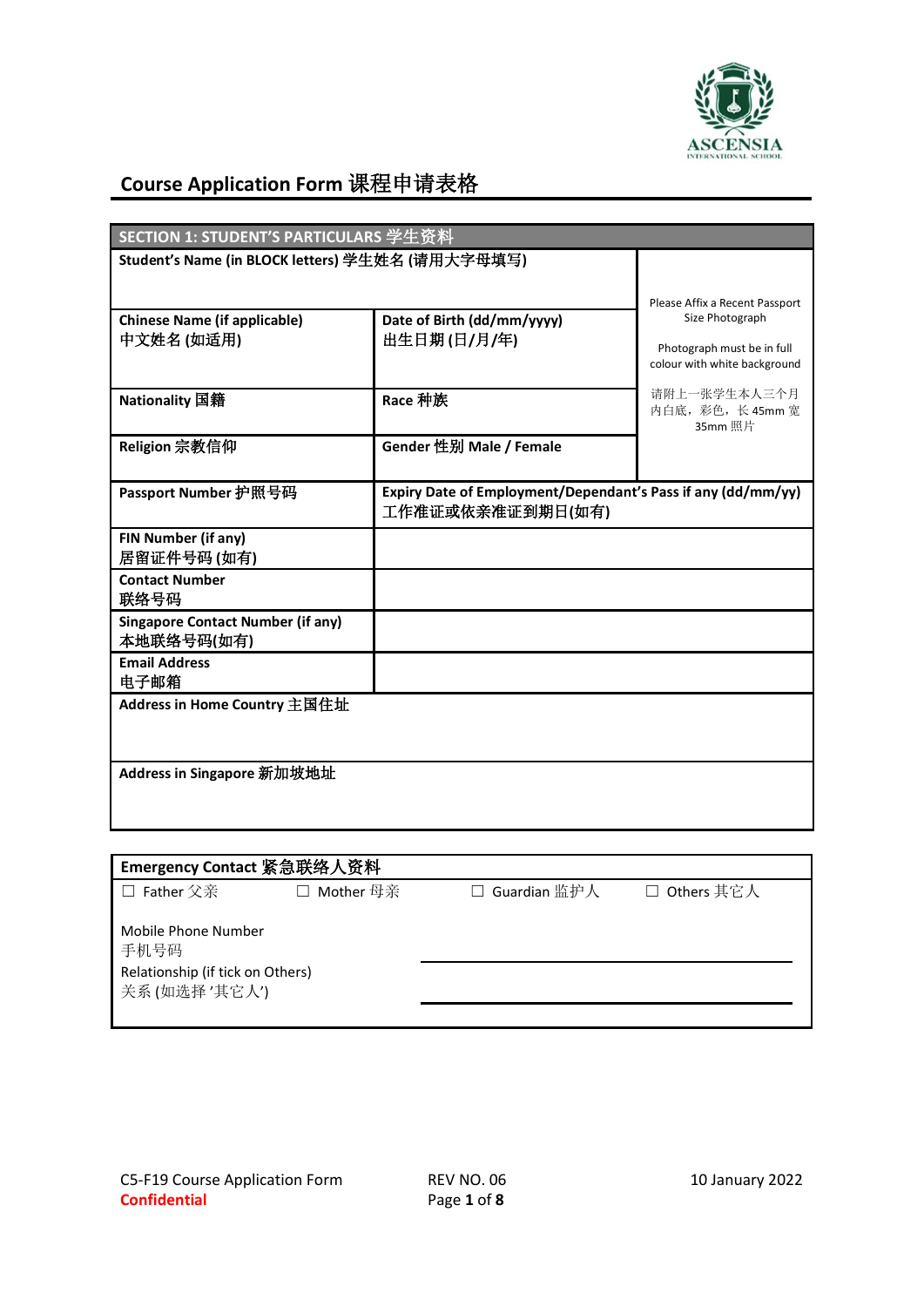ASCENSIA
INTERNATIONAL SCHOOL

## Course Application Form 课程申请表格

| SECTION 1: STUDENT'S PARTICULARS 学生资料 | | |
|---|---|---|
| **Student's Name (in BLOCK letters) 学生姓名 (请用大字母填写)** | | Please Affix a Recent Passport Size Photograph<br><br>Photograph must be in full colour with white background<br><br>请附上一张学生本人三个月内白底，彩色，长 45mm 宽 35mm 照片 |
| **Chinese Name (if applicable) 中文姓名 (如适用)** | **Date of Birth (dd/mm/yyyy) 出生日期 (日/月/年)** | |
| **Nationality 国籍** | **Race 种族** | |
| **Religion 宗教信仰** | **Gender 性别 Male / Female** | |
| **Passport Number 护照号码** | **Expiry Date of Employment/Dependant's Pass if any (dd/mm/yy) 工作准证或依亲准证到期日(如有)** | |
| **FIN Number (if any) 居留证件号码 (如有)** | | |
| **Contact Number 联络号码** | | |
| **Singapore Contact Number (if any) 本地联络号码(如有)** | | |
| **Email Address 电子邮箱** | | |
| **Address in Home Country 主国住址** | | |
| **Address in Singapore 新加坡地址** | | |

**Emergency Contact 紧急联络人资料**

☐ Father 父亲 ☐ Mother 母亲 ☐ Guardian 监护人 ☐ Others 其它人

Mobile Phone Number
手机号码 \_\_\_\_\_\_\_\_\_\_\_\_\_\_\_\_\_\_\_\_\_\_\_\_\_\_\_\_\_\_

Relationship (if tick on Others)
关系 (如选择 '其它人') \_\_\_\_\_\_\_\_\_\_\_\_\_\_\_\_\_\_\_\_\_\_\_\_\_\_\_\_\_\_

C5-F19 Course Application Form
**Confidential**
REV NO. 06
10 January 2022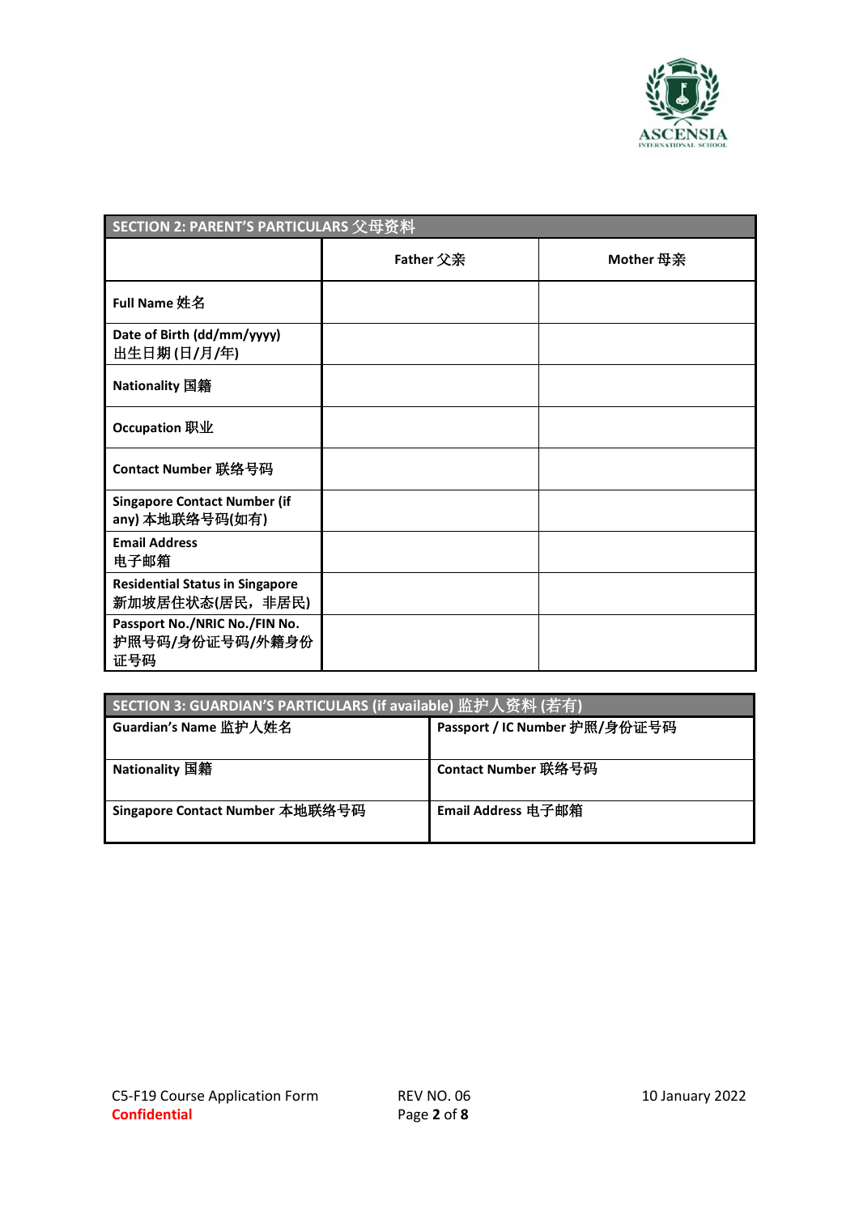## SECTION 2: PARENT'S PARTICULARS 父母资料

| | Father 父亲 | Mother 母亲 |
|---|---|---|
| Full Name 姓名 | | |
| Date of Birth (dd/mm/yyyy) 出生日期 (日/月/年) | | |
| Nationality 国籍 | | |
| Occupation 职业 | | |
| Contact Number 联络号码 | | |
| Singapore Contact Number (if any) 本地联络号码(如有) | | |
| Email Address 电子邮箱 | | |
| Residential Status in Singapore 新加坡居住状态(居民，非居民) | | |
| Passport No./NRIC No./FIN No. 护照号码/身份证号码/外籍身份证号码 | | |

## SECTION 3: GUARDIAN'S PARTICULARS (if available) 监护人资料 (若有)

| | |
|---|---|
| Guardian's Name 监护人姓名 | Passport / IC Number 护照/身份证号码 |
| Nationality 国籍 | Contact Number 联络号码 |
| Singapore Contact Number 本地联络号码 | Email Address 电子邮箱 |

C5-F19 Course Application Form REV NO. 06 10 January 2022

**Confidential**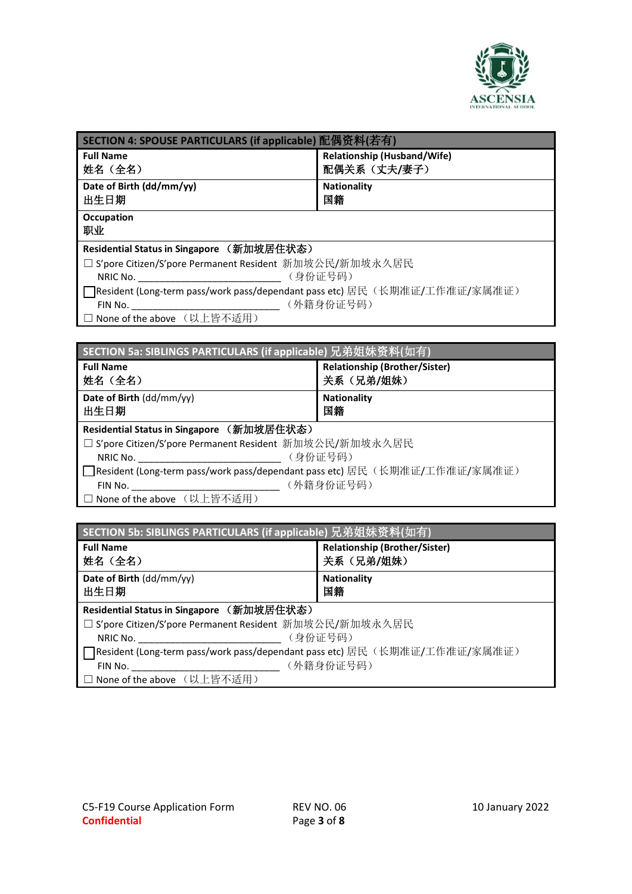| SECTION 4: SPOUSE PARTICULARS (if applicable) 配偶资料(若有) | |
|---|---|
| **Full Name**<br>**姓名（全名）** | **Relationship (Husband/Wife)**<br>**配偶关系（丈夫/妻子）** |
| **Date of Birth (dd/mm/yy)**<br>**出生日期** | **Nationality**<br>**国籍** |
| **Occupation**<br>**职业** | |
| **Residential Status in Singapore （新加坡居住状态）**<br>☐ S'pore Citizen/S'pore Permanent Resident 新加坡公民/新加坡永久居民<br>NRIC No. ____________________________ （身份证号码）<br>☐ Resident (Long-term pass/work pass/dependant pass etc) 居民（长期准证/工作准证/家属准证）<br>FIN No. _____________________________ （外籍身份证号码）<br>☐ None of the above （以上皆不适用） | |

| SECTION 5a: SIBLINGS PARTICULARS (if applicable) 兄弟姐妹资料(如有) | |
|---|---|
| **Full Name**<br>**姓名（全名）** | **Relationship (Brother/Sister)**<br>**关系（兄弟/姐妹）** |
| **Date of Birth** (dd/mm/yy)<br>**出生日期** | **Nationality**<br>**国籍** |
| **Residential Status in Singapore （新加坡居住状态）**<br>☐ S'pore Citizen/S'pore Permanent Resident 新加坡公民/新加坡永久居民<br>NRIC No. ____________________________ （身份证号码）<br>☐ Resident (Long-term pass/work pass/dependant pass etc) 居民（长期准证/工作准证/家属准证）<br>FIN No. _____________________________ （外籍身份证号码）<br>☐ None of the above （以上皆不适用） | |

| SECTION 5b: SIBLINGS PARTICULARS (if applicable) 兄弟姐妹资料(如有) | |
|---|---|
| **Full Name**<br>**姓名（全名）** | **Relationship (Brother/Sister)**<br>**关系（兄弟/姐妹）** |
| **Date of Birth** (dd/mm/yy)<br>**出生日期** | **Nationality**<br>**国籍** |
| **Residential Status in Singapore （新加坡居住状态）**<br>☐ S'pore Citizen/S'pore Permanent Resident 新加坡公民/新加坡永久居民<br>NRIC No. ____________________________ （身份证号码）<br>☐ Resident (Long-term pass/work pass/dependant pass etc) 居民（长期准证/工作准证/家属准证）<br>FIN No. _____________________________ （外籍身份证号码）<br>☐ None of the above （以上皆不适用） | |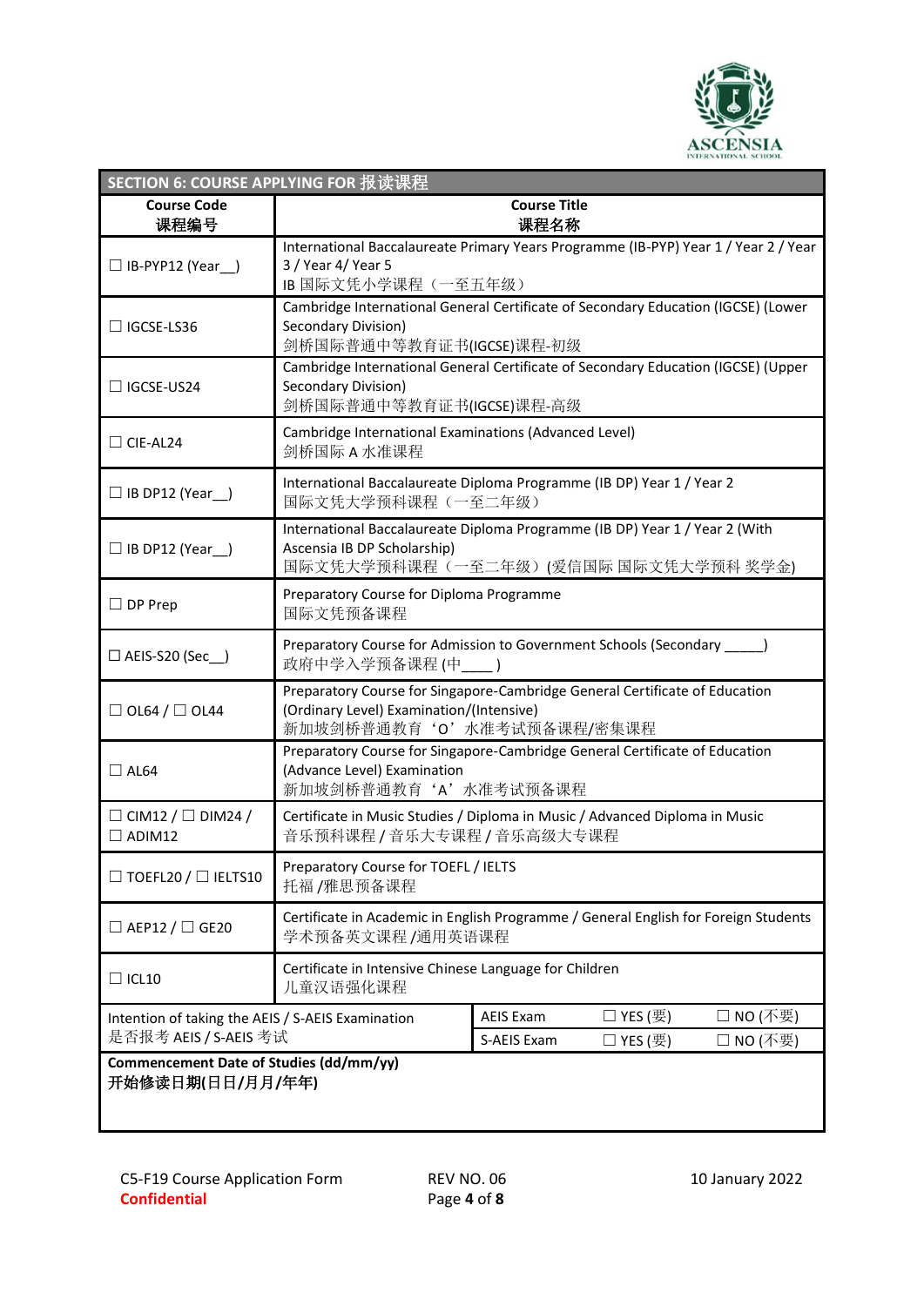| SECTION 6: COURSE APPLYING FOR 报读课程 | | | | |
|---|---|---|---|---|
| **Course Code<br>课程编号** | **Course Title<br>课程名称** | | | |
| ☐ IB-PYP12 (Year__) | International Baccalaureate Primary Years Programme (IB-PYP) Year 1 / Year 2 / Year 3 / Year 4/ Year 5<br>IB 国际文凭小学课程（一至五年级） | | | |
| ☐ IGCSE-LS36 | Cambridge International General Certificate of Secondary Education (IGCSE) (Lower Secondary Division)<br>剑桥国际普通中等教育证书(IGCSE)课程-初级 | | | |
| ☐ IGCSE-US24 | Cambridge International General Certificate of Secondary Education (IGCSE) (Upper Secondary Division)<br>剑桥国际普通中等教育证书(IGCSE)课程-高级 | | | |
| ☐ CIE-AL24 | Cambridge International Examinations (Advanced Level)<br>剑桥国际 A 水准课程 | | | |
| ☐ IB DP12 (Year__) | International Baccalaureate Diploma Programme (IB DP) Year 1 / Year 2<br>国际文凭大学预科课程（一至二年级） | | | |
| ☐ IB DP12 (Year__) | International Baccalaureate Diploma Programme (IB DP) Year 1 / Year 2 (With Ascensia IB DP Scholarship)<br>国际文凭大学预科课程（一至二年级）(爱信国际 国际文凭大学预科 奖学金) | | | |
| ☐ DP Prep | Preparatory Course for Diploma Programme<br>国际文凭预备课程 | | | |
| ☐ AEIS-S20 (Sec__) | Preparatory Course for Admission to Government Schools (Secondary _____)<br>政府中学入学预备课程 (中____ ) | | | |
| ☐ OL64 / ☐ OL44 | Preparatory Course for Singapore-Cambridge General Certificate of Education (Ordinary Level) Examination/(Intensive)<br>新加坡剑桥普通教育‘O’水准考试预备课程/密集课程 | | | |
| ☐ AL64 | Preparatory Course for Singapore-Cambridge General Certificate of Education (Advance Level) Examination<br>新加坡剑桥普通教育‘A’水准考试预备课程 | | | |
| ☐ CIM12 / ☐ DIM24 / ☐ ADIM12 | Certificate in Music Studies / Diploma in Music / Advanced Diploma in Music<br>音乐预科课程 / 音乐大专课程 / 音乐高级大专课程 | | | |
| ☐ TOEFL20 / ☐ IELTS10 | Preparatory Course for TOEFL / IELTS<br>托福 /雅思预备课程 | | | |
| ☐ AEP12 / ☐ GE20 | Certificate in Academic in English Programme / General English for Foreign Students<br>学术预备英文课程 /通用英语课程 | | | |
| ☐ ICL10 | Certificate in Intensive Chinese Language for Children<br>儿童汉语强化课程 | | | |
| Intention of taking the AEIS / S-AEIS Examination<br>是否报考 AEIS / S-AEIS 考试 | | AEIS Exam | ☐ YES (要) | ☐ NO (不要) |
| | | S-AEIS Exam | ☐ YES (要) | ☐ NO (不要) |
| **Commencement Date of Studies (dd/mm/yy)<br>开始修读日期(日日/月月/年年)** | | | | |

C5-F19 Course Application Form REV NO. 06 10 January 2022

**Confidential**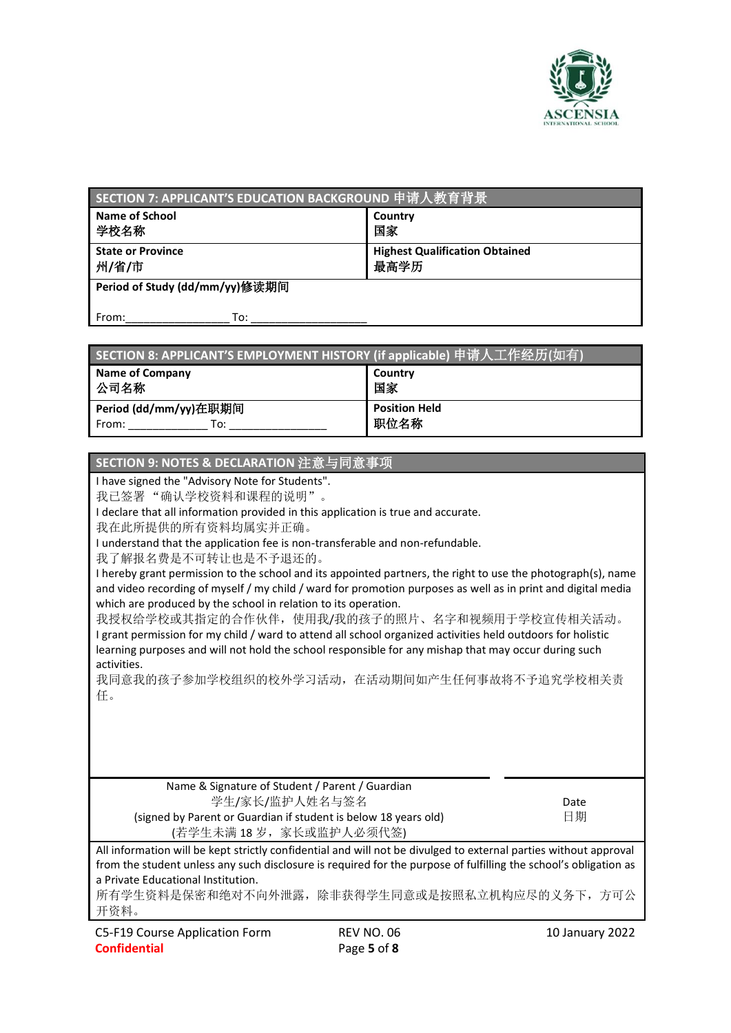| SECTION 7: APPLICANT'S EDUCATION BACKGROUND 申请人教育背景 | |
|---|---|
| **Name of School**<br>**学校名称** | **Country**<br>**国家** |
| **State or Province**<br>**州/省/市** | **Highest Qualification Obtained**<br>**最高学历** |
| **Period of Study (dd/mm/yy)修读期间**<br><br>From:_________________ To: ___________________ | |

| SECTION 8: APPLICANT'S EMPLOYMENT HISTORY (if applicable) 申请人工作经历(如有) | |
|---|---|
| **Name of Company**<br>**公司名称** | **Country**<br>**国家** |
| **Period (dd/mm/yy)在职期间**<br>From: _____________ To: ________________ | **Position Held**<br>**职位名称** |

## SECTION 9: NOTES & DECLARATION 注意与同意事项

I have signed the "Advisory Note for Students".
我已签署 "确认学校资料和课程的说明"。
I declare that all information provided in this application is true and accurate.
我在此所提供的所有资料均属实并正确。
I understand that the application fee is non-transferable and non-refundable.
我了解报名费是不可转让也是不予退还的。
I hereby grant permission to the school and its appointed partners, the right to use the photograph(s), name and video recording of myself / my child / ward for promotion purposes as well as in print and digital media which are produced by the school in relation to its operation.
我授权给学校或其指定的合作伙伴，使用我/我的孩子的照片、名字和视频用于学校宣传相关活动。
I grant permission for my child / ward to attend all school organized activities held outdoors for holistic learning purposes and will not hold the school responsible for any mishap that may occur during such activities.
我同意我的孩子参加学校组织的校外学习活动，在活动期间如产生任何事故将不予追究学校相关责任。

| Name & Signature of Student / Parent / Guardian<br>学生/家长/监护人姓名与签名<br>(signed by Parent or Guardian if student is below 18 years old)<br>(若学生未满 18 岁，家长或监护人必须代签) | Date<br>日期 |
|---|---|

All information will be kept strictly confidential and will not be divulged to external parties without approval from the student unless any such disclosure is required for the purpose of fulfilling the school's obligation as a Private Educational Institution.
所有学生资料是保密和绝对不向外泄露，除非获得学生同意或是按照私立机构应尽的义务下，方可公开资料。

C5-F19 Course Application Form | REV NO. 06 | 10 January 2022
**Confidential**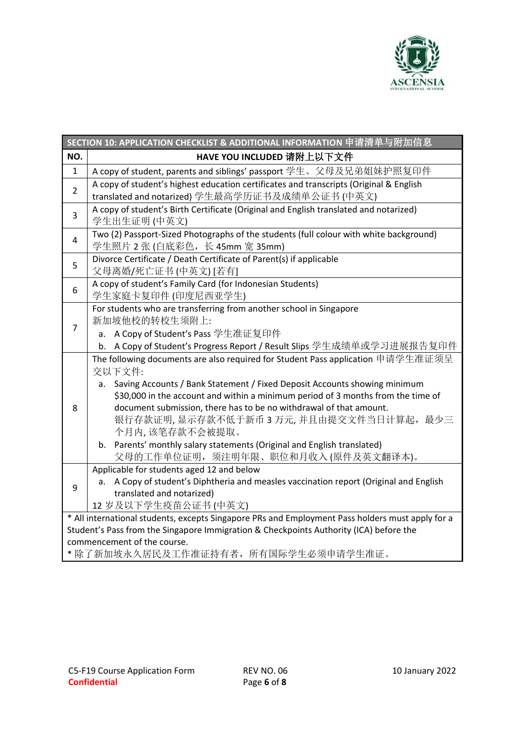| SECTION 10: APPLICATION CHECKLIST & ADDITIONAL INFORMATION 申请清单与附加信息 | |
|---|---|
| **NO.** | **HAVE YOU INCLUDED 请附上以下文件** |
| 1 | A copy of student, parents and siblings' passport 学生、父母及兄弟姐妹护照复印件 |
| 2 | A copy of student's highest education certificates and transcripts (Original & English translated and notarized) 学生最高学历证书及成绩单公证书 (中英文) |
| 3 | A copy of student's Birth Certificate (Original and English translated and notarized) 学生出生证明 (中英文) |
| 4 | Two (2) Passport-Sized Photographs of the students (full colour with white background) 学生照片 2 张 (白底彩色，长 45mm 宽 35mm) |
| 5 | Divorce Certificate / Death Certificate of Parent(s) if applicable 父母离婚/死亡证书 (中英文) [若有] |
| 6 | A copy of student's Family Card (for Indonesian Students) 学生家庭卡复印件 (印度尼西亚学生) |
| 7 | For students who are transferring from another school in Singapore 新加坡他校的转校生须附上: <br> a. A Copy of Student's Pass 学生准证复印件 <br> b. A Copy of Student's Progress Report / Result Slips 学生成绩单或学习进展报告复印件 |
| 8 | The following documents are also required for Student Pass application 申请学生准证须呈交以下文件: <br> a. Saving Accounts / Bank Statement / Fixed Deposit Accounts showing minimum $30,000 in the account and within a minimum period of 3 months from the time of document submission, there has to be no withdrawal of that amount. 银行存款证明, 显示存款不低于新币 3 万元, 并且由提交文件当日计算起，最少三个月内, 该笔存款不会被提取。 <br> b. Parents' monthly salary statements (Original and English translated) 父母的工作单位证明，须注明年限、职位和月收入 (原件及英文翻译本)。 |
| 9 | Applicable for students aged 12 and below <br> a. A Copy of student's Diphtheria and measles vaccination report (Original and English translated and notarized) <br> 12 岁及以下学生疫苗公证书 (中英文) |
| * All international students, excepts Singapore PRs and Employment Pass holders must apply for a Student's Pass from the Singapore Immigration & Checkpoints Authority (ICA) before the commencement of the course. <br> * 除了新加坡永久居民及工作准证持有者，所有国际学生必须申请学生准证。 | |

C5-F19 Course Application Form | REV NO. 06 | 10 January 2022

**Confidential**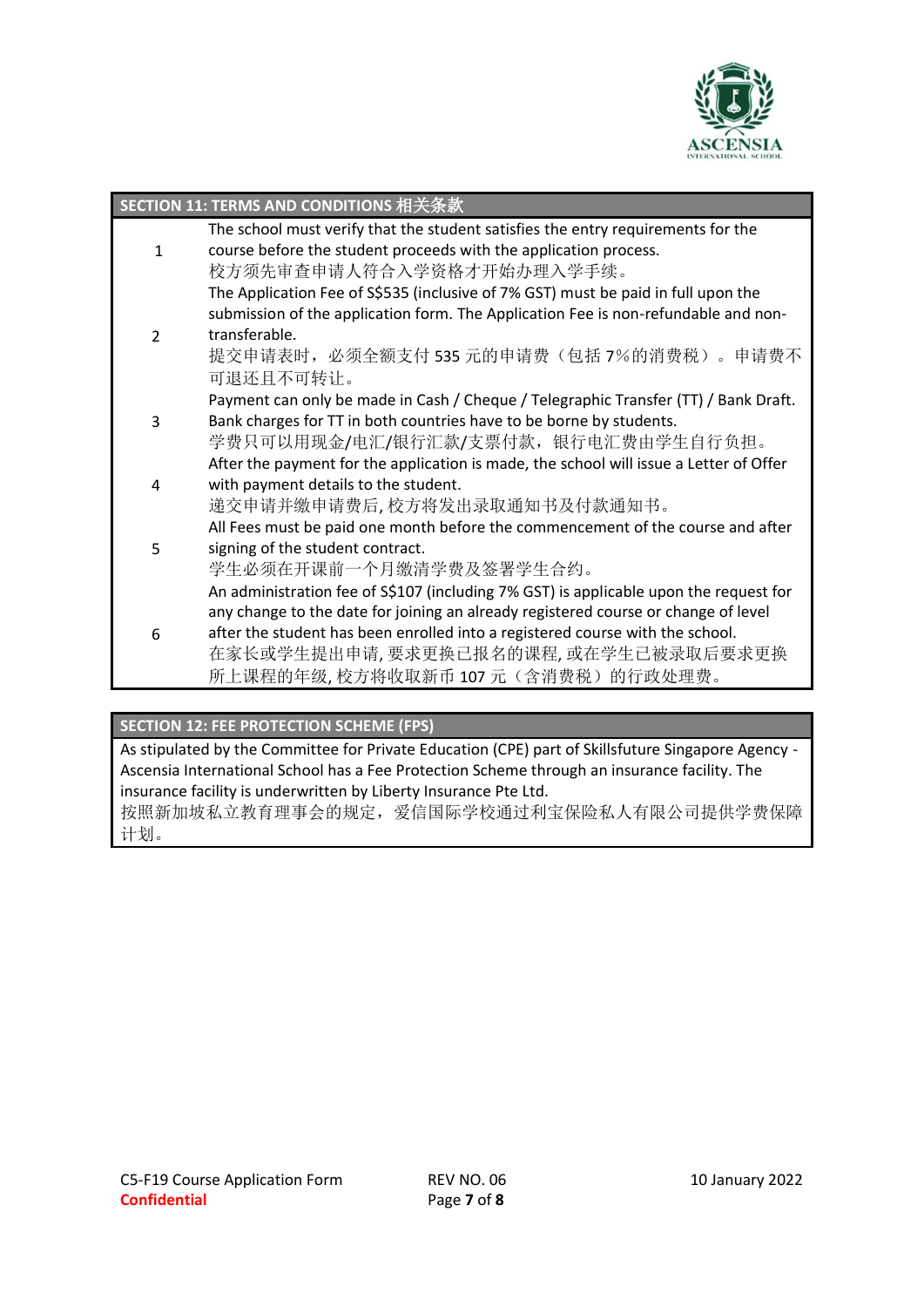## SECTION 11: TERMS AND CONDITIONS 相关条款

| | |
|---|---|
| 1 | The school must verify that the student satisfies the entry requirements for the course before the student proceeds with the application process.<br>校方须先审查申请人符合入学资格才开始办理入学手续。 |
| 2 | The Application Fee of S$535 (inclusive of 7% GST) must be paid in full upon the submission of the application form. The Application Fee is non-refundable and non-transferable.<br>提交申请表时，必须全额支付 535 元的申请费（包括 7%的消费税）。申请费不可退还且不可转让。 |
| 3 | Payment can only be made in Cash / Cheque / Telegraphic Transfer (TT) / Bank Draft. Bank charges for TT in both countries have to be borne by students.<br>学费只可以用现金/电汇/银行汇款/支票付款，银行电汇费由学生自行负担。 |
| 4 | After the payment for the application is made, the school will issue a Letter of Offer with payment details to the student.<br>递交申请并缴申请费后, 校方将发出录取通知书及付款通知书。 |
| 5 | All Fees must be paid one month before the commencement of the course and after signing of the student contract.<br>学生必须在开课前一个月缴清学费及签署学生合约。 |
| 6 | An administration fee of S$107 (including 7% GST) is applicable upon the request for any change to the date for joining an already registered course or change of level after the student has been enrolled into a registered course with the school.<br>在家长或学生提出申请, 要求更换已报名的课程, 或在学生已被录取后要求更换所上课程的年级, 校方将收取新币 107 元（含消费税）的行政处理费。 |

## SECTION 12: FEE PROTECTION SCHEME (FPS)

As stipulated by the Committee for Private Education (CPE) part of Skillsfuture Singapore Agency - Ascensia International School has a Fee Protection Scheme through an insurance facility. The insurance facility is underwritten by Liberty Insurance Pte Ltd.
按照新加坡私立教育理事会的规定，爱信国际学校通过利宝保险私人有限公司提供学费保障计划。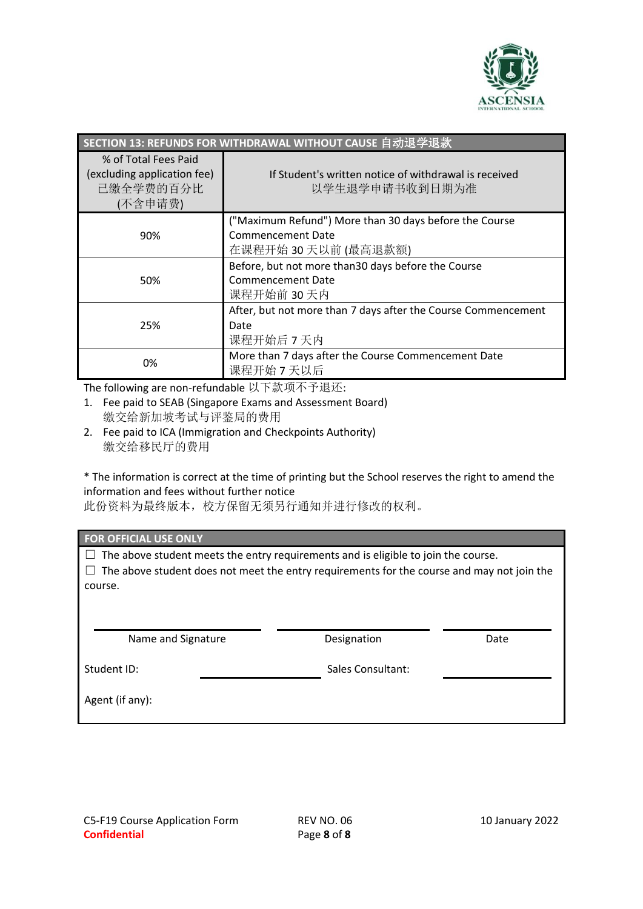| SECTION 13: REFUNDS FOR WITHDRAWAL WITHOUT CAUSE 自动退学退款 | |
|---|---|
| % of Total Fees Paid (excluding application fee) 已缴全学费的百分比 (不含申请费) | If Student's written notice of withdrawal is received 以学生退学申请书收到日期为准 |
| 90% | ("Maximum Refund") More than 30 days before the Course Commencement Date 在课程开始 30 天以前 (最高退款额) |
| 50% | Before, but not more than30 days before the Course Commencement Date 课程开始前 30 天内 |
| 25% | After, but not more than 7 days after the Course Commencement Date 课程开始后 7 天内 |
| 0% | More than 7 days after the Course Commencement Date 课程开始 7 天以后 |

The following are non-refundable 以下款项不予退还:

1. Fee paid to SEAB (Singapore Exams and Assessment Board)
   缴交给新加坡考试与评鉴局的费用
2. Fee paid to ICA (Immigration and Checkpoints Authority)
   缴交给移民厅的费用

* The information is correct at the time of printing but the School reserves the right to amend the information and fees without further notice
此份资料为最终版本，校方保留无须另行通知并进行修改的权利。

**FOR OFFICIAL USE ONLY**

☐ The above student meets the entry requirements and is eligible to join the course.
☐ The above student does not meet the entry requirements for the course and may not join the course.

| Name and Signature | Designation | Date |
|---|---|---|
| | | |

Student ID: ____________________ Sales Consultant: ____________________

Agent (if any):

C5-F19 Course Application Form
**Confidential**

REV NO. 06

10 January 2022